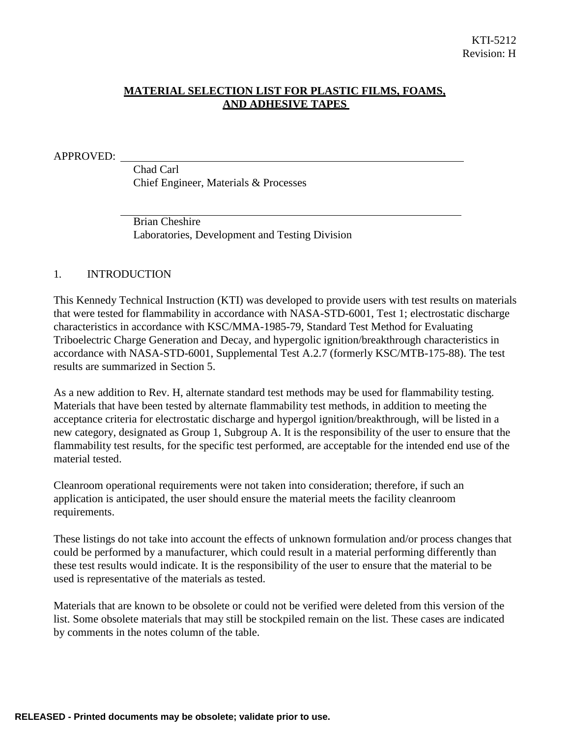KTI-5212
Revision: H

# MATERIAL SELECTION LIST FOR PLASTIC FILMS, FOAMS, AND ADHESIVE TAPES

APPROVED: ______________________________________________

Chad Carl
Chief Engineer, Materials & Processes

______________________________________________

Brian Cheshire
Laboratories, Development and Testing Division

## 1. INTRODUCTION

This Kennedy Technical Instruction (KTI) was developed to provide users with test results on materials that were tested for flammability in accordance with NASA-STD-6001, Test 1; electrostatic discharge characteristics in accordance with KSC/MMA-1985-79, Standard Test Method for Evaluating Triboelectric Charge Generation and Decay, and hypergolic ignition/breakthrough characteristics in accordance with NASA-STD-6001, Supplemental Test A.2.7 (formerly KSC/MTB-175-88). The test results are summarized in Section 5.

As a new addition to Rev. H, alternate standard test methods may be used for flammability testing. Materials that have been tested by alternate flammability test methods, in addition to meeting the acceptance criteria for electrostatic discharge and hypergol ignition/breakthrough, will be listed in a new category, designated as Group 1, Subgroup A. It is the responsibility of the user to ensure that the flammability test results, for the specific test performed, are acceptable for the intended end use of the material tested.

Cleanroom operational requirements were not taken into consideration; therefore, if such an application is anticipated, the user should ensure the material meets the facility cleanroom requirements.

These listings do not take into account the effects of unknown formulation and/or process changes that could be performed by a manufacturer, which could result in a material performing differently than these test results would indicate. It is the responsibility of the user to ensure that the material to be used is representative of the materials as tested.

Materials that are known to be obsolete or could not be verified were deleted from this version of the list. Some obsolete materials that may still be stockpiled remain on the list. These cases are indicated by comments in the notes column of the table.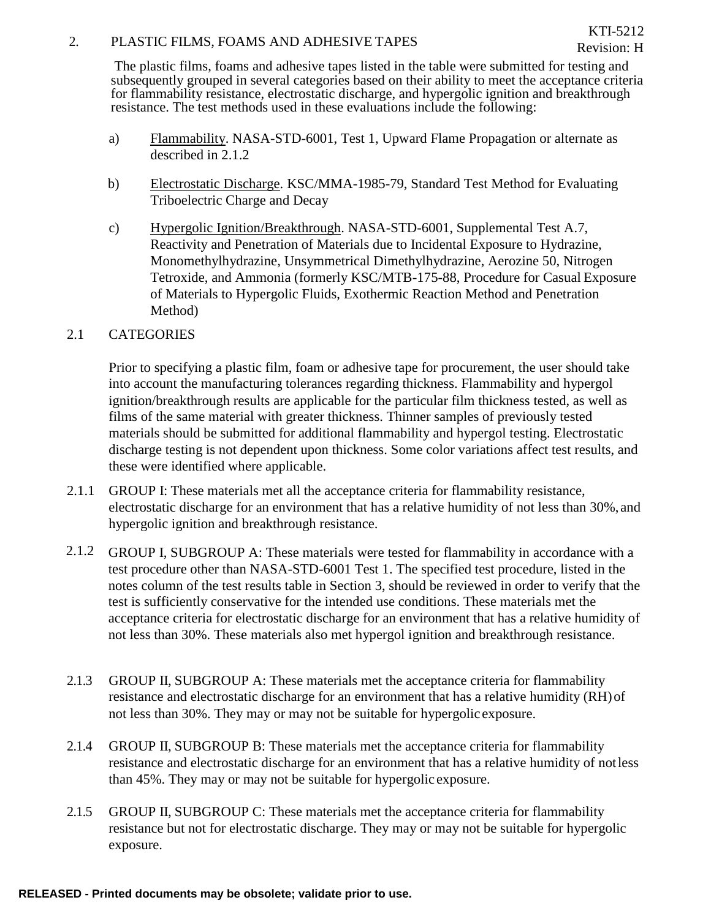## 2. PLASTIC FILMS, FOAMS AND ADHESIVE TAPES

The plastic films, foams and adhesive tapes listed in the table were submitted for testing and subsequently grouped in several categories based on their ability to meet the acceptance criteria for flammability resistance, electrostatic discharge, and hypergolic ignition and breakthrough resistance. The test methods used in these evaluations include the following:

a) Flammability. NASA-STD-6001, Test 1, Upward Flame Propagation or alternate as described in 2.1.2

b) Electrostatic Discharge. KSC/MMA-1985-79, Standard Test Method for Evaluating Triboelectric Charge and Decay

c) Hypergolic Ignition/Breakthrough. NASA-STD-6001, Supplemental Test A.7, Reactivity and Penetration of Materials due to Incidental Exposure to Hydrazine, Monomethylhydrazine, Unsymmetrical Dimethylhydrazine, Aerozine 50, Nitrogen Tetroxide, and Ammonia (formerly KSC/MTB-175-88, Procedure for Casual Exposure of Materials to Hypergolic Fluids, Exothermic Reaction Method and Penetration Method)

### 2.1 CATEGORIES

Prior to specifying a plastic film, foam or adhesive tape for procurement, the user should take into account the manufacturing tolerances regarding thickness. Flammability and hypergol ignition/breakthrough results are applicable for the particular film thickness tested, as well as films of the same material with greater thickness. Thinner samples of previously tested materials should be submitted for additional flammability and hypergol testing. Electrostatic discharge testing is not dependent upon thickness. Some color variations affect test results, and these were identified where applicable.

2.1.1 GROUP I: These materials met all the acceptance criteria for flammability resistance, electrostatic discharge for an environment that has a relative humidity of not less than 30%, and hypergolic ignition and breakthrough resistance.

2.1.2 GROUP I, SUBGROUP A: These materials were tested for flammability in accordance with a test procedure other than NASA-STD-6001 Test 1. The specified test procedure, listed in the notes column of the test results table in Section 3, should be reviewed in order to verify that the test is sufficiently conservative for the intended use conditions. These materials met the acceptance criteria for electrostatic discharge for an environment that has a relative humidity of not less than 30%. These materials also met hypergol ignition and breakthrough resistance.

2.1.3 GROUP II, SUBGROUP A: These materials met the acceptance criteria for flammability resistance and electrostatic discharge for an environment that has a relative humidity (RH) of not less than 30%. They may or may not be suitable for hypergolic exposure.

2.1.4 GROUP II, SUBGROUP B: These materials met the acceptance criteria for flammability resistance and electrostatic discharge for an environment that has a relative humidity of not less than 45%. They may or may not be suitable for hypergolic exposure.

2.1.5 GROUP II, SUBGROUP C: These materials met the acceptance criteria for flammability resistance but not for electrostatic discharge. They may or may not be suitable for hypergolic exposure.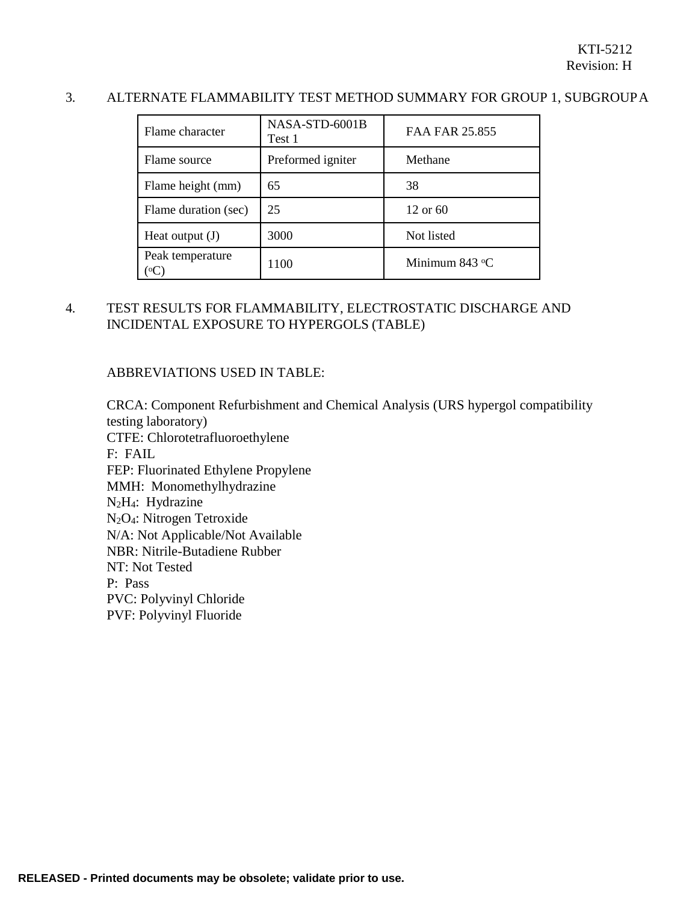3. ALTERNATE FLAMMABILITY TEST METHOD SUMMARY FOR GROUP 1, SUBGROUP A

| Flame character | NASA-STD-6001B Test 1 | FAA FAR 25.855 |
|---|---|---|
| Flame source | Preformed igniter | Methane |
| Flame height (mm) | 65 | 38 |
| Flame duration (sec) | 25 | 12 or 60 |
| Heat output (J) | 3000 | Not listed |
| Peak temperature (°C) | 1100 | Minimum 843 °C |

4. TEST RESULTS FOR FLAMMABILITY, ELECTROSTATIC DISCHARGE AND INCIDENTAL EXPOSURE TO HYPERGOLS (TABLE)

ABBREVIATIONS USED IN TABLE:

CRCA: Component Refurbishment and Chemical Analysis (URS hypergol compatibility testing laboratory)
CTFE: Chlorotetrafluoroethylene
F: FAIL
FEP: Fluorinated Ethylene Propylene
MMH: Monomethylhydrazine
$N_2H_4$: Hydrazine
$N_2O_4$: Nitrogen Tetroxide
N/A: Not Applicable/Not Available
NBR: Nitrile-Butadiene Rubber
NT: Not Tested
P: Pass
PVC: Polyvinyl Chloride
PVF: Polyvinyl Fluoride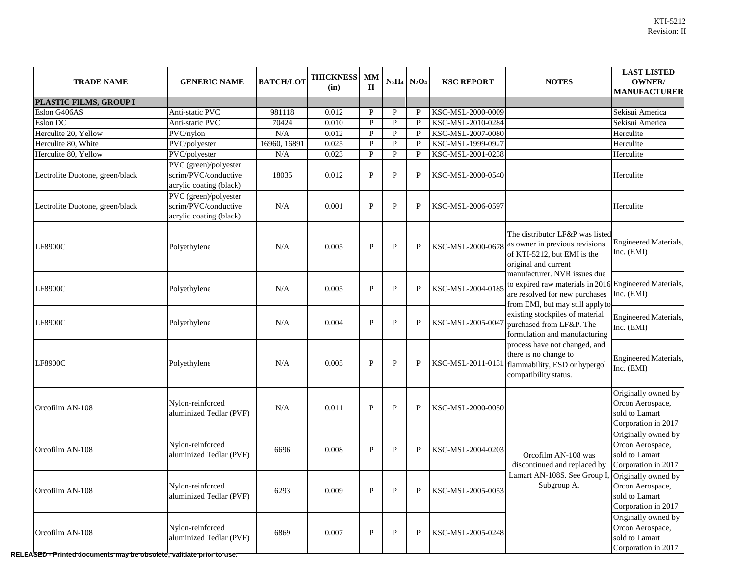| TRADE NAME | GENERIC NAME | BATCH/LOT | THICKNESS (in) | MMH | $N_2H_4$ | $N_2O_4$ | KSC REPORT | NOTES | LAST LISTED OWNER/ MANUFACTURER |
|---|---|---|---|---|---|---|---|---|---|
| **PLASTIC FILMS, GROUP I** | | | | | | | | | |
| Eslon G406AS | Anti-static PVC | 981118 | 0.012 | P | P | P | KSC-MSL-2000-0009 | | Sekisui America |
| Eslon DC | Anti-static PVC | 70424 | 0.010 | P | P | P | KSC-MSL-2010-0284 | | Sekisui America |
| Herculite 20, Yellow | PVC/nylon | N/A | 0.012 | P | P | P | KSC-MSL-2007-0080 | | Herculite |
| Herculite 80, White | PVC/polyester | 16960, 16891 | 0.025 | P | P | P | KSC-MSL-1999-0927 | | Herculite |
| Herculite 80, Yellow | PVC/polyester | N/A | 0.023 | P | P | P | KSC-MSL-2001-0238 | | Herculite |
| Lectrolite Duotone, green/black | PVC (green)/polyester scrim/PVC/conductive acrylic coating (black) | 18035 | 0.012 | P | P | P | KSC-MSL-2000-0540 | | Herculite |
| Lectrolite Duotone, green/black | PVC (green)/polyester scrim/PVC/conductive acrylic coating (black) | N/A | 0.001 | P | P | P | KSC-MSL-2006-0597 | | Herculite |
| LF8900C | Polyethylene | N/A | 0.005 | P | P | P | KSC-MSL-2000-0678 | The distributor LF&P was listed as owner in previous revisions of KTI-5212, but EMI is the original and current manufacturer. NVR issues due to expired raw materials in 2016 are resolved for new purchases from EMI, but may still apply to existing stockpiles of material purchased from LF&P. The formulation and manufacturing process have not changed, and there is no change to flammability, ESD or hypergol compatibility status. | Engineered Materials, Inc. (EMI) |
| LF8900C | Polyethylene | N/A | 0.005 | P | P | P | KSC-MSL-2004-0185 | | Engineered Materials, Inc. (EMI) |
| LF8900C | Polyethylene | N/A | 0.004 | P | P | P | KSC-MSL-2005-0047 | | Engineered Materials, Inc. (EMI) |
| LF8900C | Polyethylene | N/A | 0.005 | P | P | P | KSC-MSL-2011-0131 | | Engineered Materials, Inc. (EMI) |
| Orcofilm AN-108 | Nylon-reinforced aluminized Tedlar (PVF) | N/A | 0.011 | P | P | P | KSC-MSL-2000-0050 | Orcofilm AN-108 was discontinued and replaced by Lamart AN-108S. See Group I, Subgroup A. | Originally owned by Orcon Aerospace, sold to Lamart Corporation in 2017 |
| Orcofilm AN-108 | Nylon-reinforced aluminized Tedlar (PVF) | 6696 | 0.008 | P | P | P | KSC-MSL-2004-0203 | | Originally owned by Orcon Aerospace, sold to Lamart Corporation in 2017 |
| Orcofilm AN-108 | Nylon-reinforced aluminized Tedlar (PVF) | 6293 | 0.009 | P | P | P | KSC-MSL-2005-0053 | | Originally owned by Orcon Aerospace, sold to Lamart Corporation in 2017 |
| Orcofilm AN-108 | Nylon-reinforced aluminized Tedlar (PVF) | 6869 | 0.007 | P | P | P | KSC-MSL-2005-0248 | | Originally owned by Orcon Aerospace, sold to Lamart Corporation in 2017 |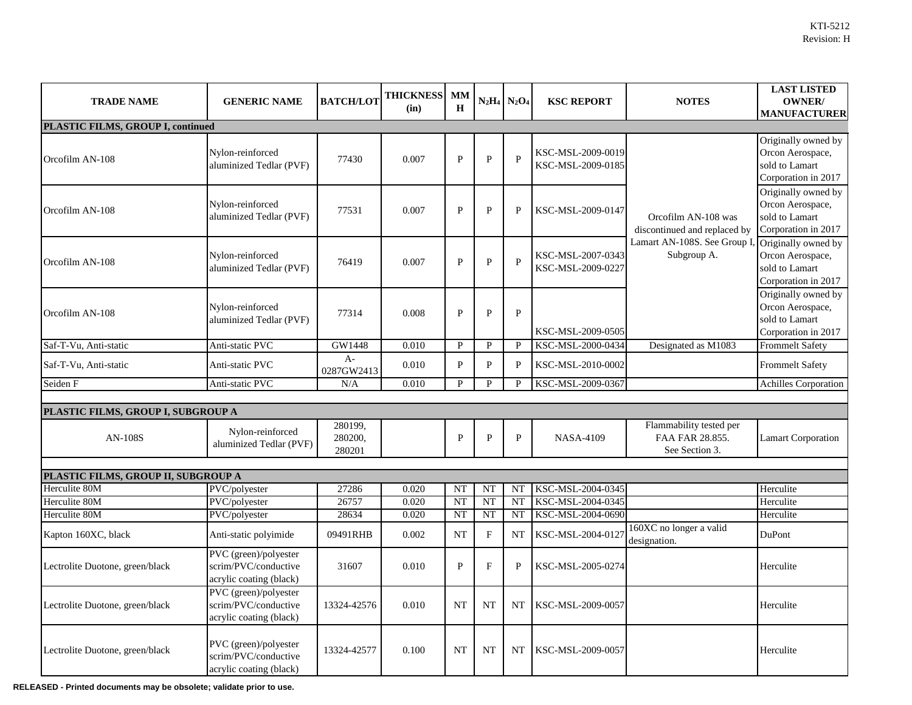| TRADE NAME | GENERIC NAME | BATCH/LOT | THICKNESS (in) | MMH | $N_2H_4$ | $N_2O_4$ | KSC REPORT | NOTES | LAST LISTED OWNER/ MANUFACTURER |
|---|---|---|---|---|---|---|---|---|---|
| **PLASTIC FILMS, GROUP I, continued** | | | | | | | | | |
| Orcofilm AN-108 | Nylon-reinforced aluminized Tedlar (PVF) | 77430 | 0.007 | P | P | P | KSC-MSL-2009-0019 KSC-MSL-2009-0185 | Orcofilm AN-108 was discontinued and replaced by Lamart AN-108S. See Group I, Subgroup A. | Originally owned by Orcon Aerospace, sold to Lamart Corporation in 2017 |
| Orcofilm AN-108 | Nylon-reinforced aluminized Tedlar (PVF) | 77531 | 0.007 | P | P | P | KSC-MSL-2009-0147 | | Originally owned by Orcon Aerospace, sold to Lamart Corporation in 2017 |
| Orcofilm AN-108 | Nylon-reinforced aluminized Tedlar (PVF) | 76419 | 0.007 | P | P | P | KSC-MSL-2007-0343 KSC-MSL-2009-0227 | | Originally owned by Orcon Aerospace, sold to Lamart Corporation in 2017 |
| Orcofilm AN-108 | Nylon-reinforced aluminized Tedlar (PVF) | 77314 | 0.008 | P | P | P | KSC-MSL-2009-0505 | | Originally owned by Orcon Aerospace, sold to Lamart Corporation in 2017 |
| Saf-T-Vu, Anti-static | Anti-static PVC | GW1448 | 0.010 | P | P | P | KSC-MSL-2000-0434 | Designated as M1083 | Frommelt Safety |
| Saf-T-Vu, Anti-static | Anti-static PVC | A-0287GW2413 | 0.010 | P | P | P | KSC-MSL-2010-0002 | | Frommelt Safety |
| Seiden F | Anti-static PVC | N/A | 0.010 | P | P | P | KSC-MSL-2009-0367 | | Achilles Corporation |
| | | | | | | | | | |
| **PLASTIC FILMS, GROUP I, SUBGROUP A** | | | | | | | | | |
| AN-108S | Nylon-reinforced aluminized Tedlar (PVF) | 280199, 280200, 280201 | | P | P | P | NASA-4109 | Flammability tested per FAA FAR 28.855. See Section 3. | Lamart Corporation |
| | | | | | | | | | |
| **PLASTIC FILMS, GROUP II, SUBGROUP A** | | | | | | | | | |
| Herculite 80M | PVC/polyester | 27286 | 0.020 | NT | NT | NT | KSC-MSL-2004-0345 | | Herculite |
| Herculite 80M | PVC/polyester | 26757 | 0.020 | NT | NT | NT | KSC-MSL-2004-0345 | | Herculite |
| Herculite 80M | PVC/polyester | 28634 | 0.020 | NT | NT | NT | KSC-MSL-2004-0690 | | Herculite |
| Kapton 160XC, black | Anti-static polyimide | 09491RHB | 0.002 | NT | F | NT | KSC-MSL-2004-0127 | 160XC no longer a valid designation. | DuPont |
| Lectrolite Duotone, green/black | PVC (green)/polyester scrim/PVC/conductive acrylic coating (black) | 31607 | 0.010 | P | F | P | KSC-MSL-2005-0274 | | Herculite |
| Lectrolite Duotone, green/black | PVC (green)/polyester scrim/PVC/conductive acrylic coating (black) | 13324-42576 | 0.010 | NT | NT | NT | KSC-MSL-2009-0057 | | Herculite |
| Lectrolite Duotone, green/black | PVC (green)/polyester scrim/PVC/conductive acrylic coating (black) | 13324-42577 | 0.100 | NT | NT | NT | KSC-MSL-2009-0057 | | Herculite |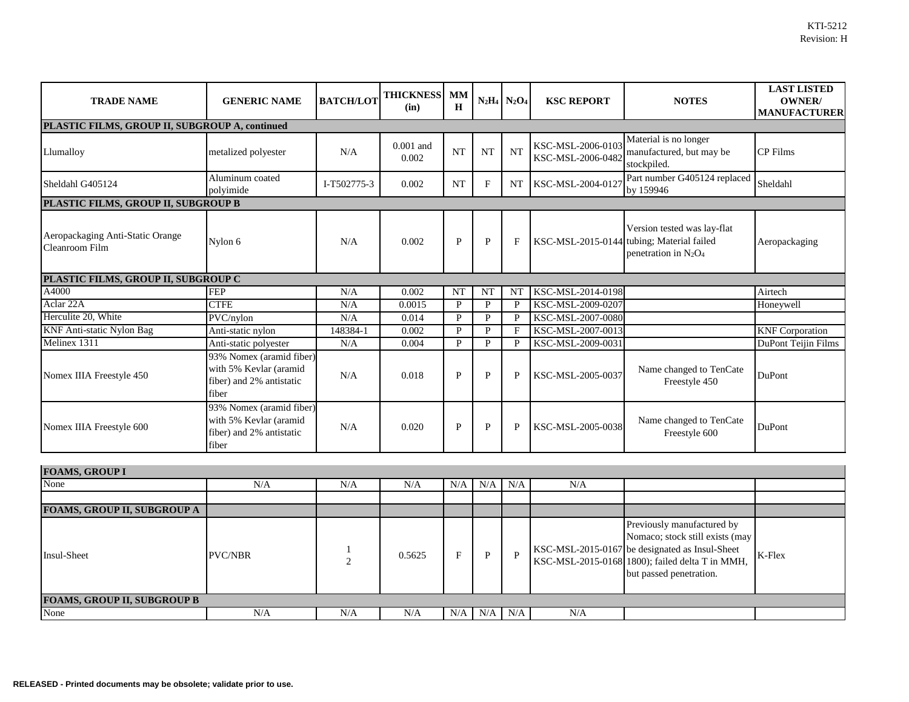| TRADE NAME | GENERIC NAME | BATCH/LOT | THICKNESS (in) | MMH | $N_2H_4$ | $N_2O_4$ | KSC REPORT | NOTES | LAST LISTED OWNER/ MANUFACTURER |
|---|---|---|---|---|---|---|---|---|---|
| **PLASTIC FILMS, GROUP II, SUBGROUP A, continued** | | | | | | | | | |
| Llumalloy | metalized polyester | N/A | 0.001 and 0.002 | NT | NT | NT | KSC-MSL-2006-0103 KSC-MSL-2006-0482 | Material is no longer manufactured, but may be stockpiled. | CP Films |
| Sheldahl G405124 | Aluminum coated polyimide | I-T502775-3 | 0.002 | NT | F | NT | KSC-MSL-2004-0127 | Part number G405124 replaced by 159946 | Sheldahl |
| **PLASTIC FILMS, GROUP II, SUBGROUP B** | | | | | | | | | |
| Aeropackaging Anti-Static Orange Cleanroom Film | Nylon 6 | N/A | 0.002 | P | P | F | KSC-MSL-2015-0144 | Version tested was lay-flat tubing; Material failed penetration in $N_2O_4$ | Aeropackaging |
| **PLASTIC FILMS, GROUP II, SUBGROUP C** | | | | | | | | | |
| A4000 | FEP | N/A | 0.002 | NT | NT | NT | KSC-MSL-2014-0198 | | Airtech |
| Aclar 22A | CTFE | N/A | 0.0015 | P | P | P | KSC-MSL-2009-0207 | | Honeywell |
| Herculite 20, White | PVC/nylon | N/A | 0.014 | P | P | P | KSC-MSL-2007-0080 | | |
| KNF Anti-static Nylon Bag | Anti-static nylon | 148384-1 | 0.002 | P | P | F | KSC-MSL-2007-0013 | | KNF Corporation |
| Melinex 1311 | Anti-static polyester | N/A | 0.004 | P | P | P | KSC-MSL-2009-0031 | | DuPont Teijin Films |
| Nomex IIIA Freestyle 450 | 93% Nomex (aramid fiber) with 5% Kevlar (aramid fiber) and 2% antistatic fiber | N/A | 0.018 | P | P | P | KSC-MSL-2005-0037 | Name changed to TenCate Freestyle 450 | DuPont |
| Nomex IIIA Freestyle 600 | 93% Nomex (aramid fiber) with 5% Kevlar (aramid fiber) and 2% antistatic fiber | N/A | 0.020 | P | P | P | KSC-MSL-2005-0038 | Name changed to TenCate Freestyle 600 | DuPont |
| **FOAMS, GROUP I** | | | | | | | | | |
| None | N/A | N/A | N/A | N/A | N/A | N/A | N/A | | |
| | | | | | | | | | |
| **FOAMS, GROUP II, SUBGROUP A** | | | | | | | | | |
| Insul-Sheet | PVC/NBR | 1<br>2 | 0.5625 | F | P | P | KSC-MSL-2015-0167 KSC-MSL-2015-0168 | Previously manufactured by Nomaco; stock still exists (may be designated as Insul-Sheet 1800); failed delta T in MMH, but passed penetration. | K-Flex |
| **FOAMS, GROUP II, SUBGROUP B** | | | | | | | | | |
| None | N/A | N/A | N/A | N/A | N/A | N/A | N/A | | |

RELEASED - Printed documents may be obsolete; validate prior to use.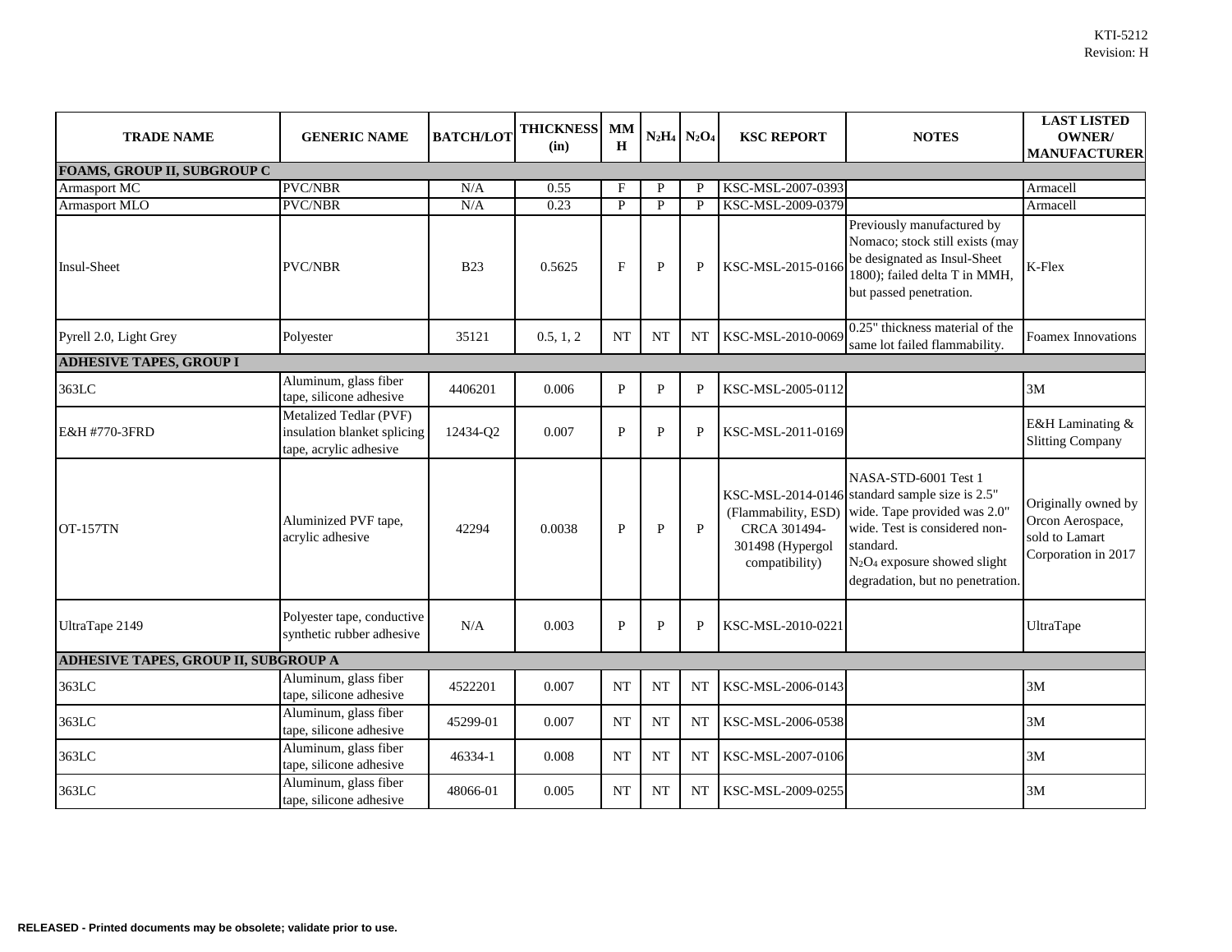| TRADE NAME | GENERIC NAME | BATCH/LOT | THICKNESS (in) | MMH | $N_2H_4$ | $N_2O_4$ | KSC REPORT | NOTES | LAST LISTED OWNER/ MANUFACTURER |
|---|---|---|---|---|---|---|---|---|---|
| **FOAMS, GROUP II, SUBGROUP C** | | | | | | | | | |
| Armasport MC | PVC/NBR | N/A | 0.55 | F | P | P | KSC-MSL-2007-0393 | | Armacell |
| Armasport MLO | PVC/NBR | N/A | 0.23 | P | P | P | KSC-MSL-2009-0379 | | Armacell |
| Insul-Sheet | PVC/NBR | B23 | 0.5625 | F | P | P | KSC-MSL-2015-0166 | Previously manufactured by Nomaco; stock still exists (may be designated as Insul-Sheet 1800); failed delta T in MMH, but passed penetration. | K-Flex |
| Pyrell 2.0, Light Grey | Polyester | 35121 | 0.5, 1, 2 | NT | NT | NT | KSC-MSL-2010-0069 | 0.25" thickness material of the same lot failed flammability. | Foamex Innovations |
| **ADHESIVE TAPES, GROUP I** | | | | | | | | | |
| 363LC | Aluminum, glass fiber tape, silicone adhesive | 4406201 | 0.006 | P | P | P | KSC-MSL-2005-0112 | | 3M |
| E&H #770-3FRD | Metalized Tedlar (PVF) insulation blanket splicing tape, acrylic adhesive | 12434-Q2 | 0.007 | P | P | P | KSC-MSL-2011-0169 | | E&H Laminating & Slitting Company |
| OT-157TN | Aluminized PVF tape, acrylic adhesive | 42294 | 0.0038 | P | P | P | KSC-MSL-2014-0146 (Flammability, ESD) CRCA 301494-301498 (Hypergol compatibility) | NASA-STD-6001 Test 1 standard sample size is 2.5" wide. Tape provided was 2.0" wide. Test is considered non-standard. $N_2O_4$ exposure showed slight degradation, but no penetration. | Originally owned by Orcon Aerospace, sold to Lamart Corporation in 2017 |
| UltraTape 2149 | Polyester tape, conductive synthetic rubber adhesive | N/A | 0.003 | P | P | P | KSC-MSL-2010-0221 | | UltraTape |
| **ADHESIVE TAPES, GROUP II, SUBGROUP A** | | | | | | | | | |
| 363LC | Aluminum, glass fiber tape, silicone adhesive | 4522201 | 0.007 | NT | NT | NT | KSC-MSL-2006-0143 | | 3M |
| 363LC | Aluminum, glass fiber tape, silicone adhesive | 45299-01 | 0.007 | NT | NT | NT | KSC-MSL-2006-0538 | | 3M |
| 363LC | Aluminum, glass fiber tape, silicone adhesive | 46334-1 | 0.008 | NT | NT | NT | KSC-MSL-2007-0106 | | 3M |
| 363LC | Aluminum, glass fiber tape, silicone adhesive | 48066-01 | 0.005 | NT | NT | NT | KSC-MSL-2009-0255 | | 3M |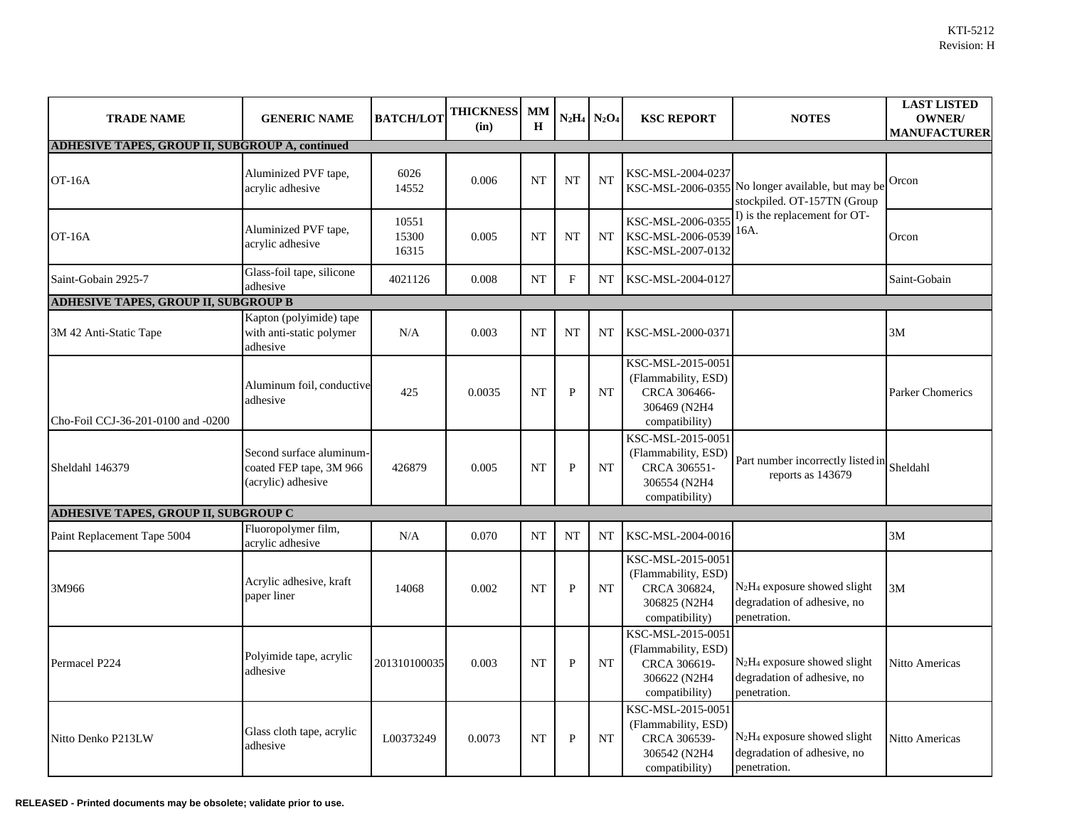| TRADE NAME | GENERIC NAME | BATCH/LOT | THICKNESS (in) | MMH | $N_2H_4$ | $N_2O_4$ | KSC REPORT | NOTES | LAST LISTED OWNER/ MANUFACTURER |
|---|---|---|---|---|---|---|---|---|---|
| **ADHESIVE TAPES, GROUP II, SUBGROUP A, continued** | | | | | | | | | |
| OT-16A | Aluminized PVF tape, acrylic adhesive | 6026 14552 | 0.006 | NT | NT | NT | KSC-MSL-2004-0237 KSC-MSL-2006-0355 | No longer available, but may be stockpiled. OT-157TN (Group I) is the replacement for OT-16A. | Orcon |
| OT-16A | Aluminized PVF tape, acrylic adhesive | 10551 15300 16315 | 0.005 | NT | NT | NT | KSC-MSL-2006-0355 KSC-MSL-2006-0539 KSC-MSL-2007-0132 | | Orcon |
| Saint-Gobain 2925-7 | Glass-foil tape, silicone adhesive | 4021126 | 0.008 | NT | F | NT | KSC-MSL-2004-0127 | | Saint-Gobain |
| **ADHESIVE TAPES, GROUP II, SUBGROUP B** | | | | | | | | | |
| 3M 42 Anti-Static Tape | Kapton (polyimide) tape with anti-static polymer adhesive | N/A | 0.003 | NT | NT | NT | KSC-MSL-2000-0371 | | 3M |
| Cho-Foil CCJ-36-201-0100 and -0200 | Aluminum foil, conductive adhesive | 425 | 0.0035 | NT | P | NT | KSC-MSL-2015-0051 (Flammability, ESD) CRCA 306466-306469 (N2H4 compatibility) | | Parker Chomerics |
| Sheldahl 146379 | Second surface aluminum-coated FEP tape, 3M 966 (acrylic) adhesive | 426879 | 0.005 | NT | P | NT | KSC-MSL-2015-0051 (Flammability, ESD) CRCA 306551-306554 (N2H4 compatibility) | Part number incorrectly listed in reports as 143679 | Sheldahl |
| **ADHESIVE TAPES, GROUP II, SUBGROUP C** | | | | | | | | | |
| Paint Replacement Tape 5004 | Fluoropolymer film, acrylic adhesive | N/A | 0.070 | NT | NT | NT | KSC-MSL-2004-0016 | | 3M |
| 3M966 | Acrylic adhesive, kraft paper liner | 14068 | 0.002 | NT | P | NT | KSC-MSL-2015-0051 (Flammability, ESD) CRCA 306824, 306825 (N2H4 compatibility) | $N_2H_4$ exposure showed slight degradation of adhesive, no penetration. | 3M |
| Permacel P224 | Polyimide tape, acrylic adhesive | 201310100035 | 0.003 | NT | P | NT | KSC-MSL-2015-0051 (Flammability, ESD) CRCA 306619-306622 (N2H4 compatibility) | $N_2H_4$ exposure showed slight degradation of adhesive, no penetration. | Nitto Americas |
| Nitto Denko P213LW | Glass cloth tape, acrylic adhesive | L00373249 | 0.0073 | NT | P | NT | KSC-MSL-2015-0051 (Flammability, ESD) CRCA 306539-306542 (N2H4 compatibility) | $N_2H_4$ exposure showed slight degradation of adhesive, no penetration. | Nitto Americas |